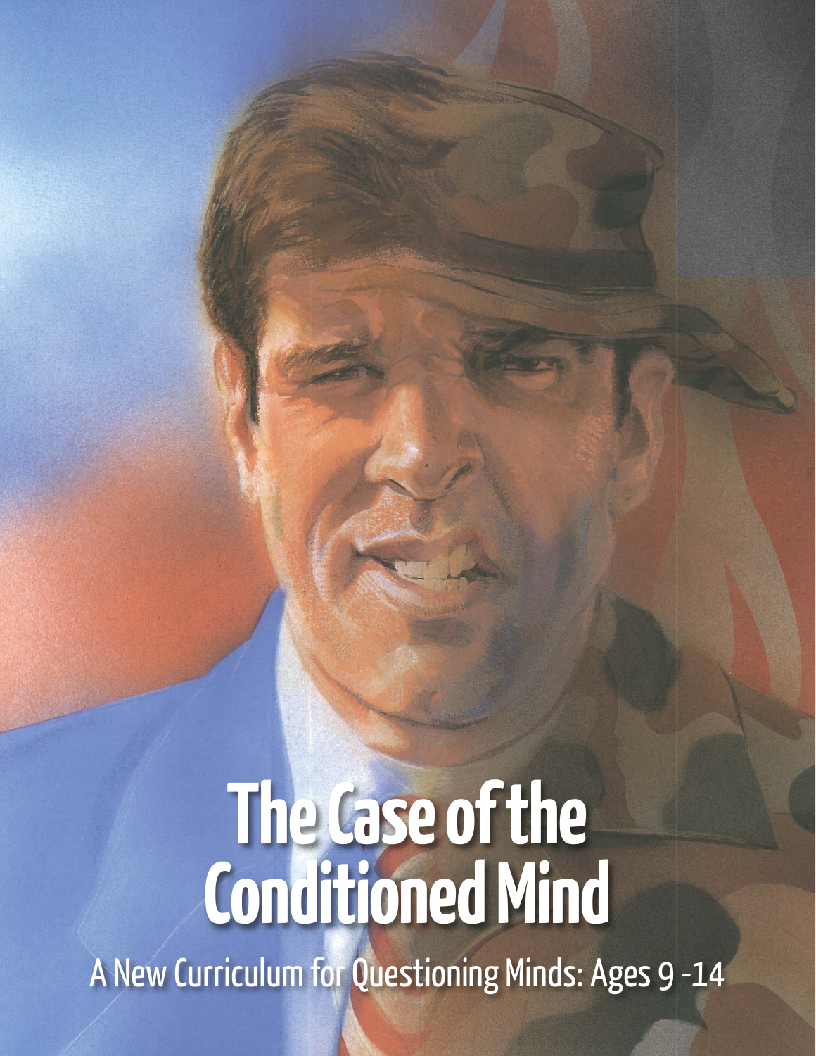# The Case of the Conditioned Mind

A New Curriculum for Questioning Minds: Ages 9 -14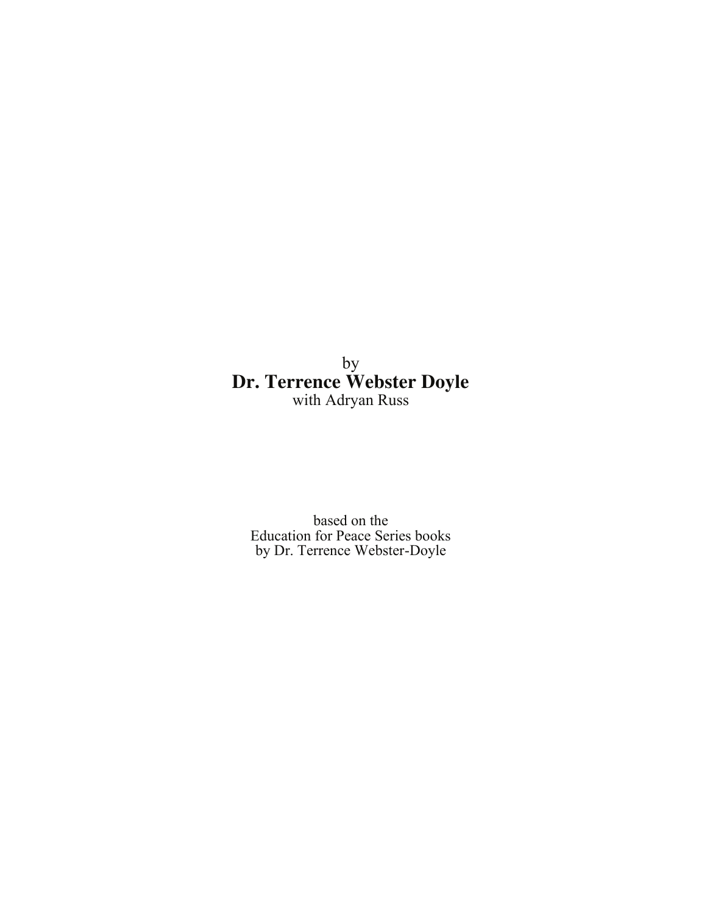by

**Dr. Terrence Webster Doyle**

with Adryan Russ

based on the
Education for Peace Series books
by Dr. Terrence Webster-Doyle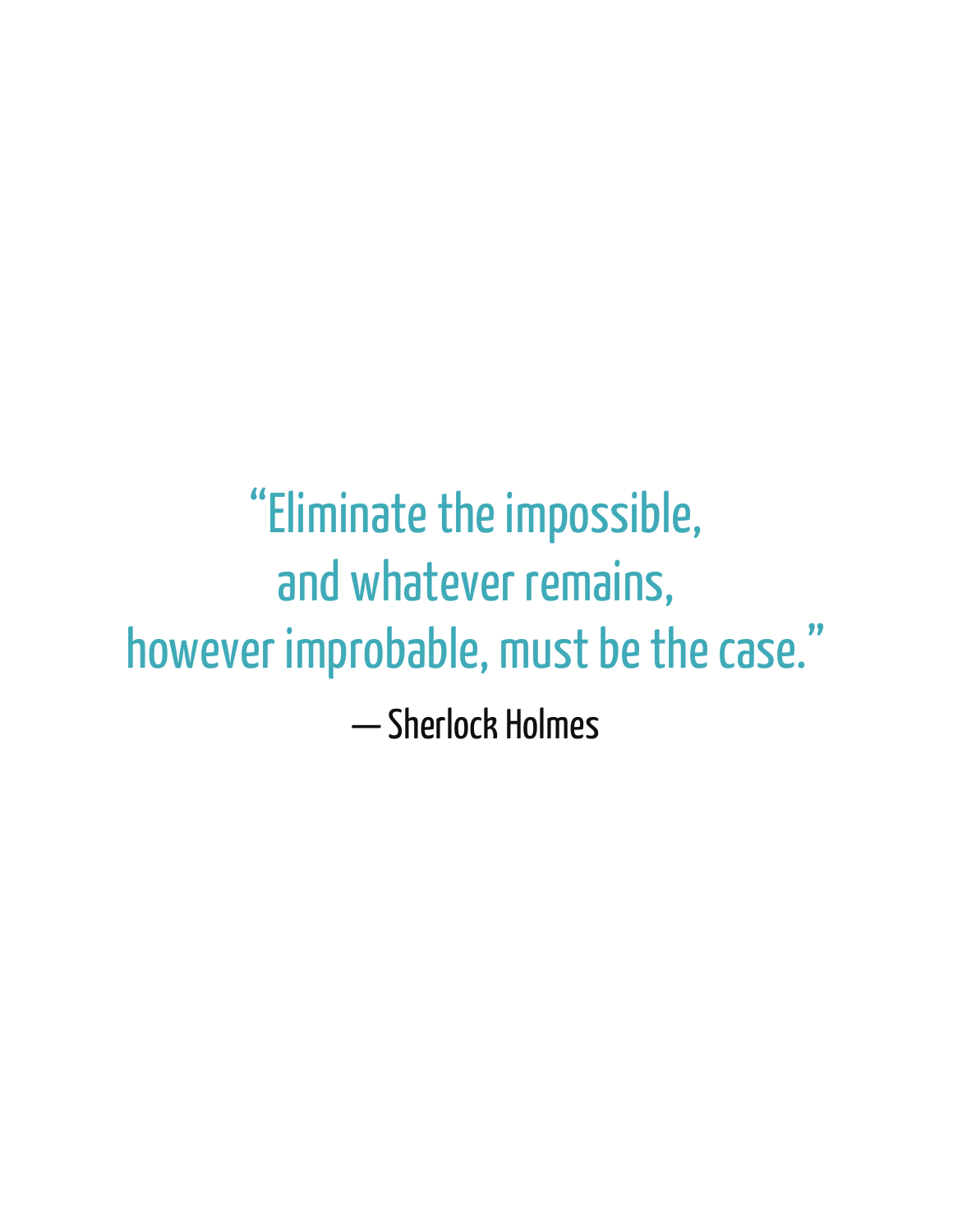"Eliminate the impossible,
and whatever remains,
however improbable, must be the case."

— Sherlock Holmes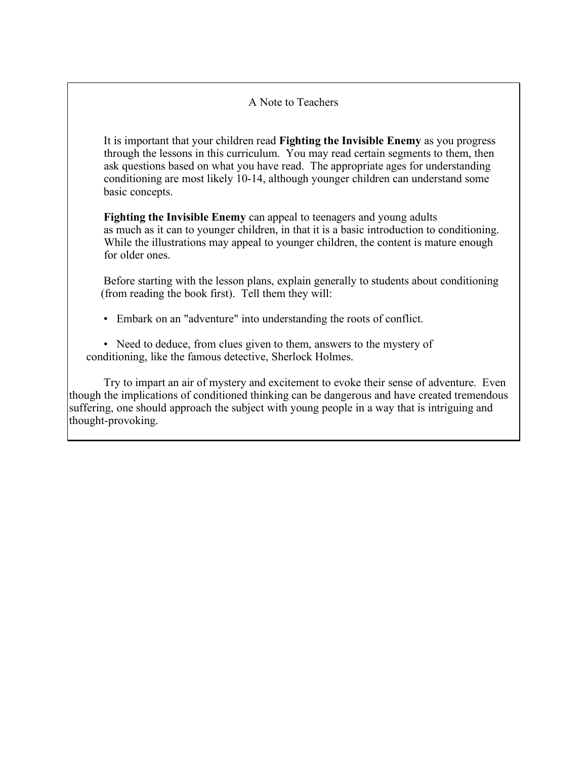## A Note to Teachers

It is important that your children read **Fighting the Invisible Enemy** as you progress through the lessons in this curriculum. You may read certain segments to them, then ask questions based on what you have read. The appropriate ages for understanding conditioning are most likely 10-14, although younger children can understand some basic concepts.

**Fighting the Invisible Enemy** can appeal to teenagers and young adults as much as it can to younger children, in that it is a basic introduction to conditioning. While the illustrations may appeal to younger children, the content is mature enough for older ones.

Before starting with the lesson plans, explain generally to students about conditioning (from reading the book first). Tell them they will:

- Embark on an "adventure" into understanding the roots of conflict.
- Need to deduce, from clues given to them, answers to the mystery of conditioning, like the famous detective, Sherlock Holmes.

Try to impart an air of mystery and excitement to evoke their sense of adventure. Even though the implications of conditioned thinking can be dangerous and have created tremendous suffering, one should approach the subject with young people in a way that is intriguing and thought-provoking.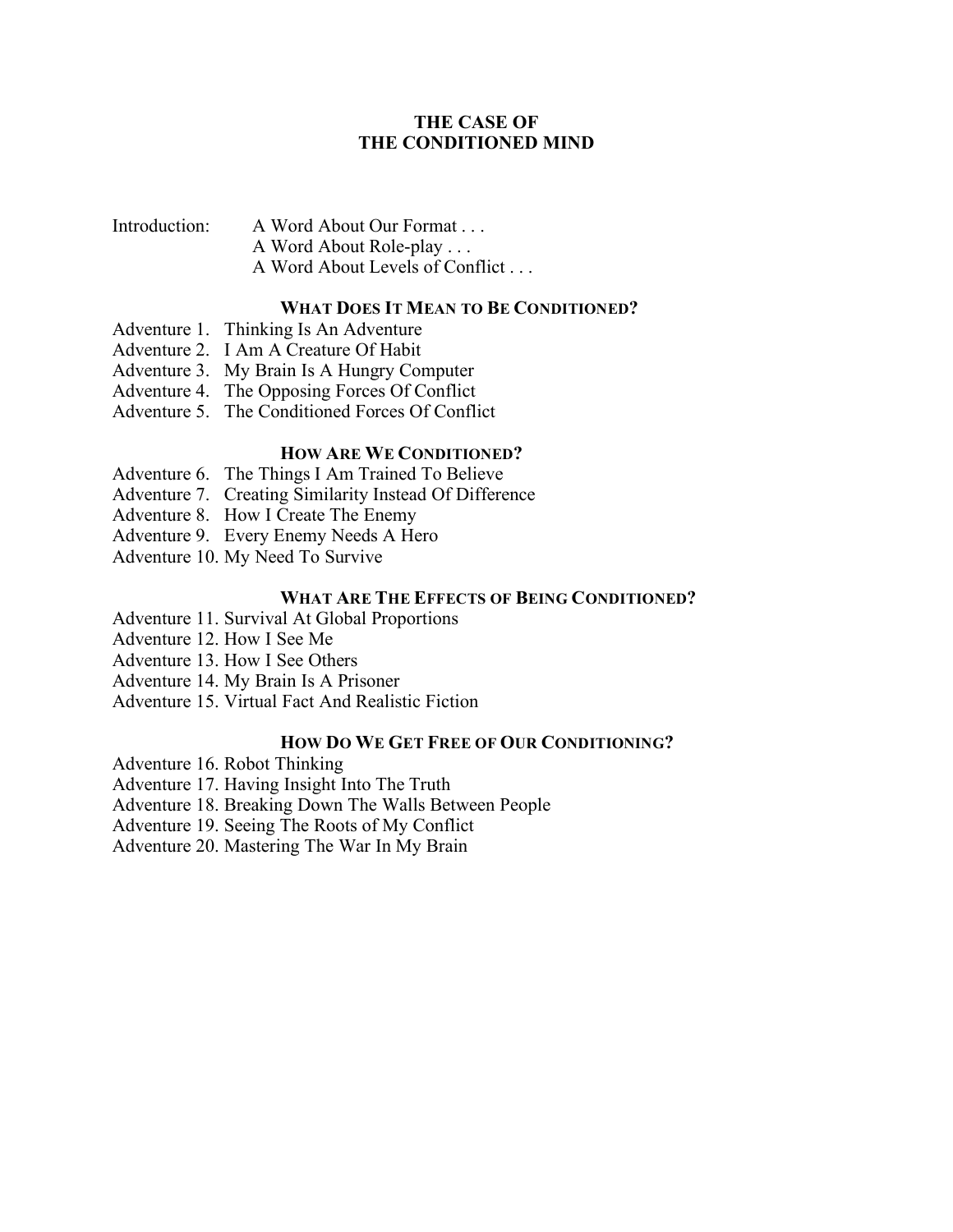# THE CASE OF THE CONDITIONED MIND

Introduction: A Word About Our Format . . .
A Word About Role-play . . .
A Word About Levels of Conflict . . .

### WHAT DOES IT MEAN TO BE CONDITIONED?

Adventure 1. Thinking Is An Adventure
Adventure 2. I Am A Creature Of Habit
Adventure 3. My Brain Is A Hungry Computer
Adventure 4. The Opposing Forces Of Conflict
Adventure 5. The Conditioned Forces Of Conflict

### HOW ARE WE CONDITIONED?

Adventure 6. The Things I Am Trained To Believe
Adventure 7. Creating Similarity Instead Of Difference
Adventure 8. How I Create The Enemy
Adventure 9. Every Enemy Needs A Hero
Adventure 10. My Need To Survive

### WHAT ARE THE EFFECTS OF BEING CONDITIONED?

Adventure 11. Survival At Global Proportions
Adventure 12. How I See Me
Adventure 13. How I See Others
Adventure 14. My Brain Is A Prisoner
Adventure 15. Virtual Fact And Realistic Fiction

### HOW DO WE GET FREE OF OUR CONDITIONING?

Adventure 16. Robot Thinking
Adventure 17. Having Insight Into The Truth
Adventure 18. Breaking Down The Walls Between People
Adventure 19. Seeing The Roots of My Conflict
Adventure 20. Mastering The War In My Brain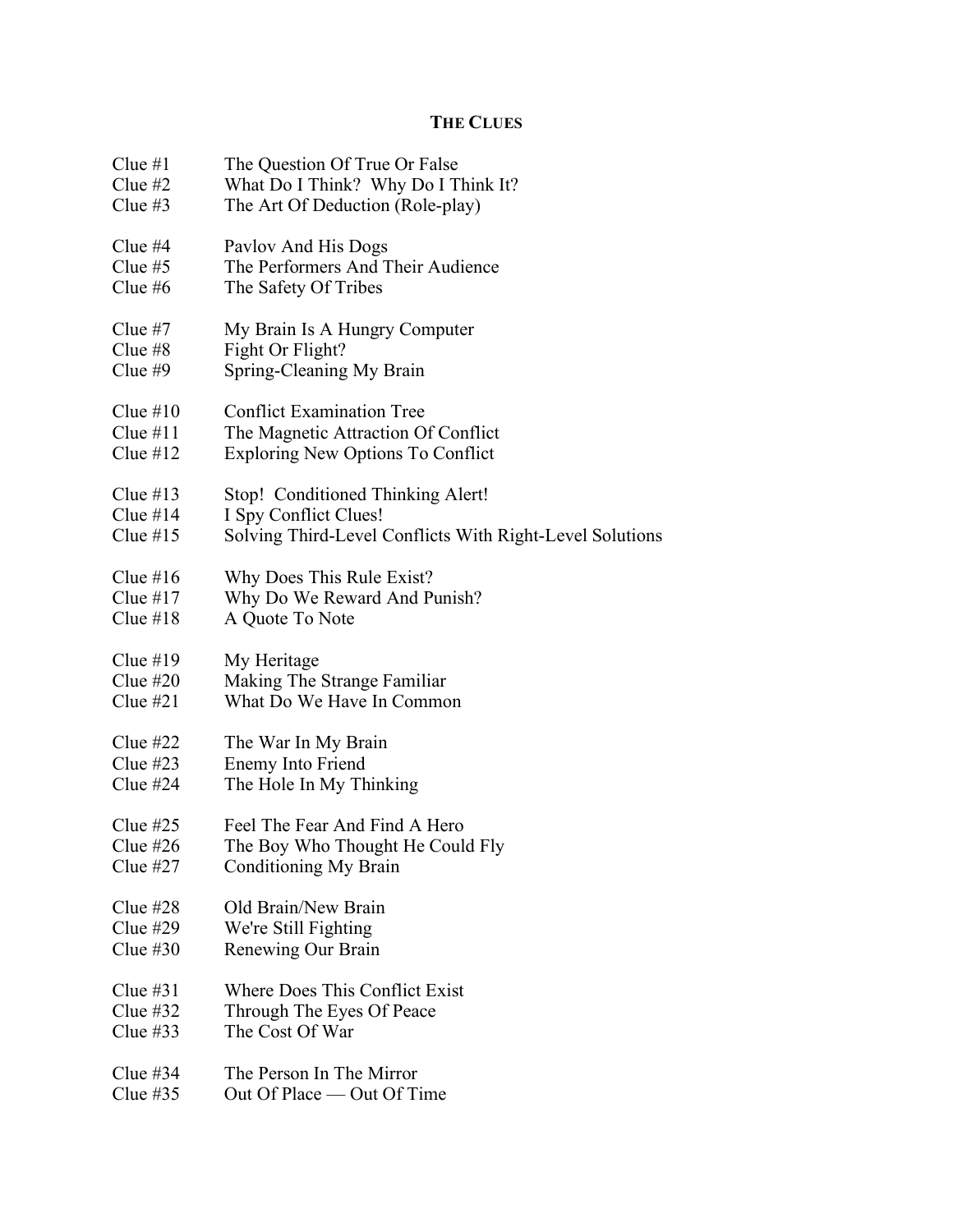## THE CLUES

| | |
|---|---|
| Clue #1 | The Question Of True Or False |
| Clue #2 | What Do I Think? Why Do I Think It? |
| Clue #3 | The Art Of Deduction (Role-play) |
| Clue #4 | Pavlov And His Dogs |
| Clue #5 | The Performers And Their Audience |
| Clue #6 | The Safety Of Tribes |
| Clue #7 | My Brain Is A Hungry Computer |
| Clue #8 | Fight Or Flight? |
| Clue #9 | Spring-Cleaning My Brain |
| Clue #10 | Conflict Examination Tree |
| Clue #11 | The Magnetic Attraction Of Conflict |
| Clue #12 | Exploring New Options To Conflict |
| Clue #13 | Stop! Conditioned Thinking Alert! |
| Clue #14 | I Spy Conflict Clues! |
| Clue #15 | Solving Third-Level Conflicts With Right-Level Solutions |
| Clue #16 | Why Does This Rule Exist? |
| Clue #17 | Why Do We Reward And Punish? |
| Clue #18 | A Quote To Note |
| Clue #19 | My Heritage |
| Clue #20 | Making The Strange Familiar |
| Clue #21 | What Do We Have In Common |
| Clue #22 | The War In My Brain |
| Clue #23 | Enemy Into Friend |
| Clue #24 | The Hole In My Thinking |
| Clue #25 | Feel The Fear And Find A Hero |
| Clue #26 | The Boy Who Thought He Could Fly |
| Clue #27 | Conditioning My Brain |
| Clue #28 | Old Brain/New Brain |
| Clue #29 | We're Still Fighting |
| Clue #30 | Renewing Our Brain |
| Clue #31 | Where Does This Conflict Exist |
| Clue #32 | Through The Eyes Of Peace |
| Clue #33 | The Cost Of War |
| Clue #34 | The Person In The Mirror |
| Clue #35 | Out Of Place — Out Of Time |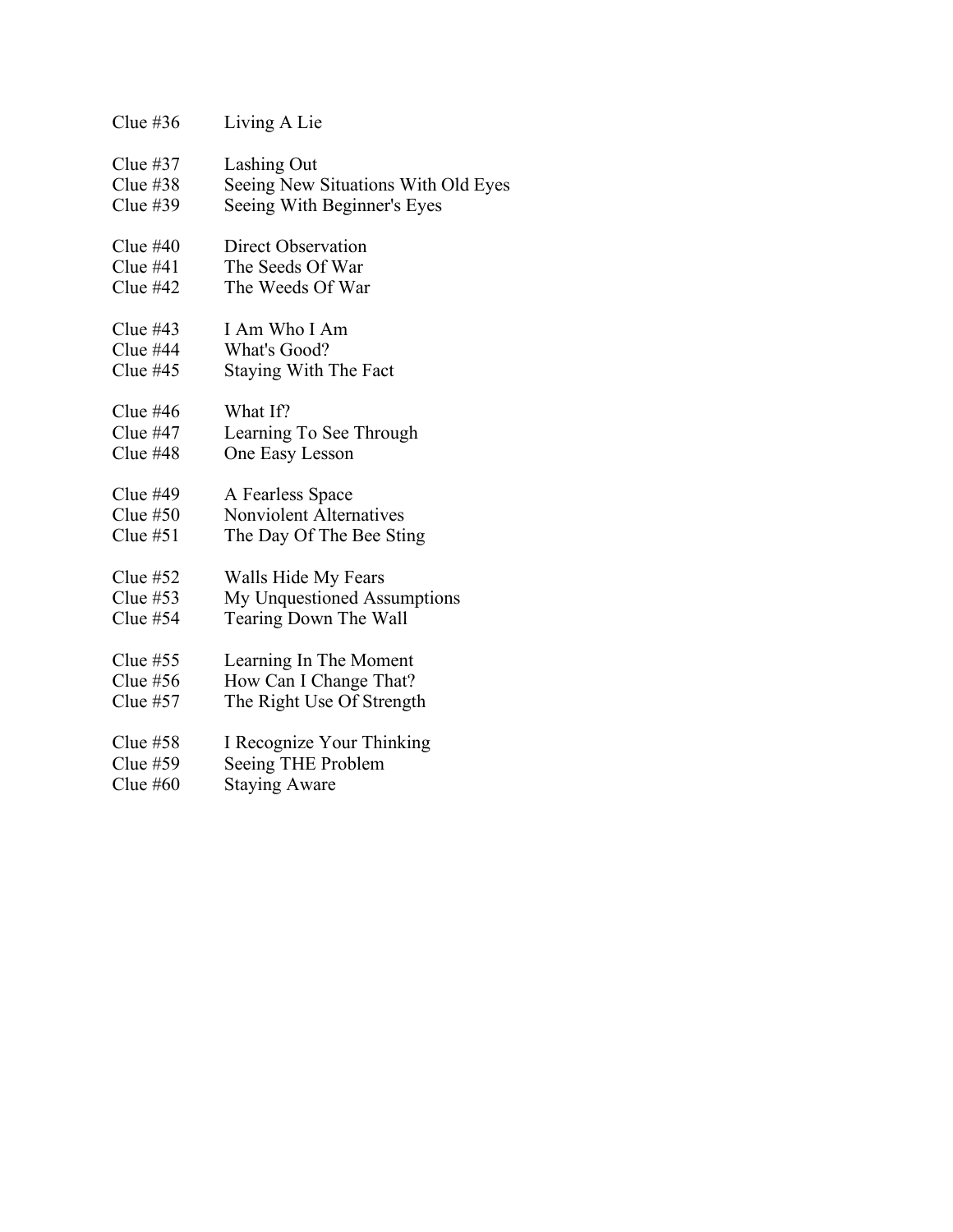Clue #36	Living A Lie

Clue #37	Lashing Out
Clue #38	Seeing New Situations With Old Eyes
Clue #39	Seeing With Beginner's Eyes

Clue #40	Direct Observation
Clue #41	The Seeds Of War
Clue #42	The Weeds Of War

Clue #43	I Am Who I Am
Clue #44	What's Good?
Clue #45	Staying With The Fact

Clue #46	What If?
Clue #47	Learning To See Through
Clue #48	One Easy Lesson

Clue #49	A Fearless Space
Clue #50	Nonviolent Alternatives
Clue #51	The Day Of The Bee Sting

Clue #52	Walls Hide My Fears
Clue #53	My Unquestioned Assumptions
Clue #54	Tearing Down The Wall

Clue #55	Learning In The Moment
Clue #56	How Can I Change That?
Clue #57	The Right Use Of Strength

Clue #58	I Recognize Your Thinking
Clue #59	Seeing THE Problem
Clue #60	Staying Aware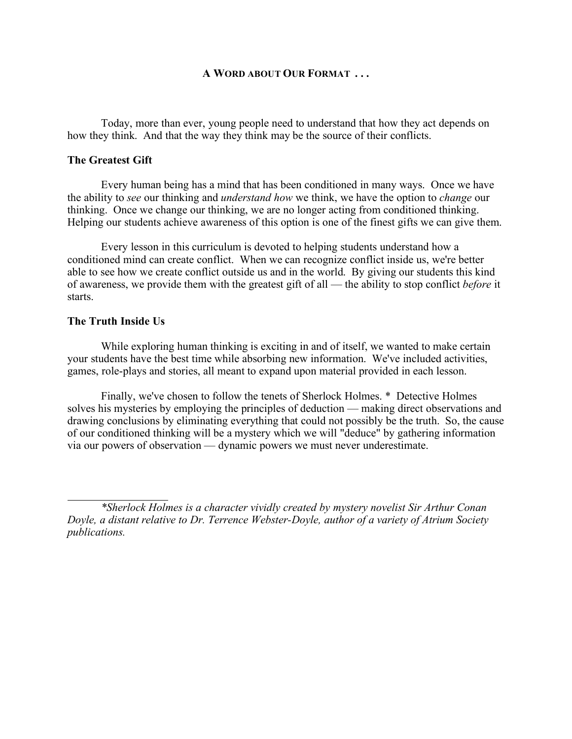## A Word about Our Format . . .

Today, more than ever, young people need to understand that how they act depends on how they think. And that the way they think may be the source of their conflicts.

### The Greatest Gift

Every human being has a mind that has been conditioned in many ways. Once we have the ability to *see* our thinking and *understand how* we think, we have the option to *change* our thinking. Once we change our thinking, we are no longer acting from conditioned thinking. Helping our students achieve awareness of this option is one of the finest gifts we can give them.

Every lesson in this curriculum is devoted to helping students understand how a conditioned mind can create conflict. When we can recognize conflict inside us, we're better able to see how we create conflict outside us and in the world. By giving our students this kind of awareness, we provide them with the greatest gift of all — the ability to stop conflict *before* it starts.

### The Truth Inside Us

While exploring human thinking is exciting in and of itself, we wanted to make certain your students have the best time while absorbing new information. We've included activities, games, role-plays and stories, all meant to expand upon material provided in each lesson.

Finally, we've chosen to follow the tenets of Sherlock Holmes. * Detective Holmes solves his mysteries by employing the principles of deduction — making direct observations and drawing conclusions by eliminating everything that could not possibly be the truth. So, the cause of our conditioned thinking will be a mystery which we will "deduce" by gathering information via our powers of observation — dynamic powers we must never underestimate.

---

*\*Sherlock Holmes is a character vividly created by mystery novelist Sir Arthur Conan Doyle, a distant relative to Dr. Terrence Webster-Doyle, author of a variety of Atrium Society publications.*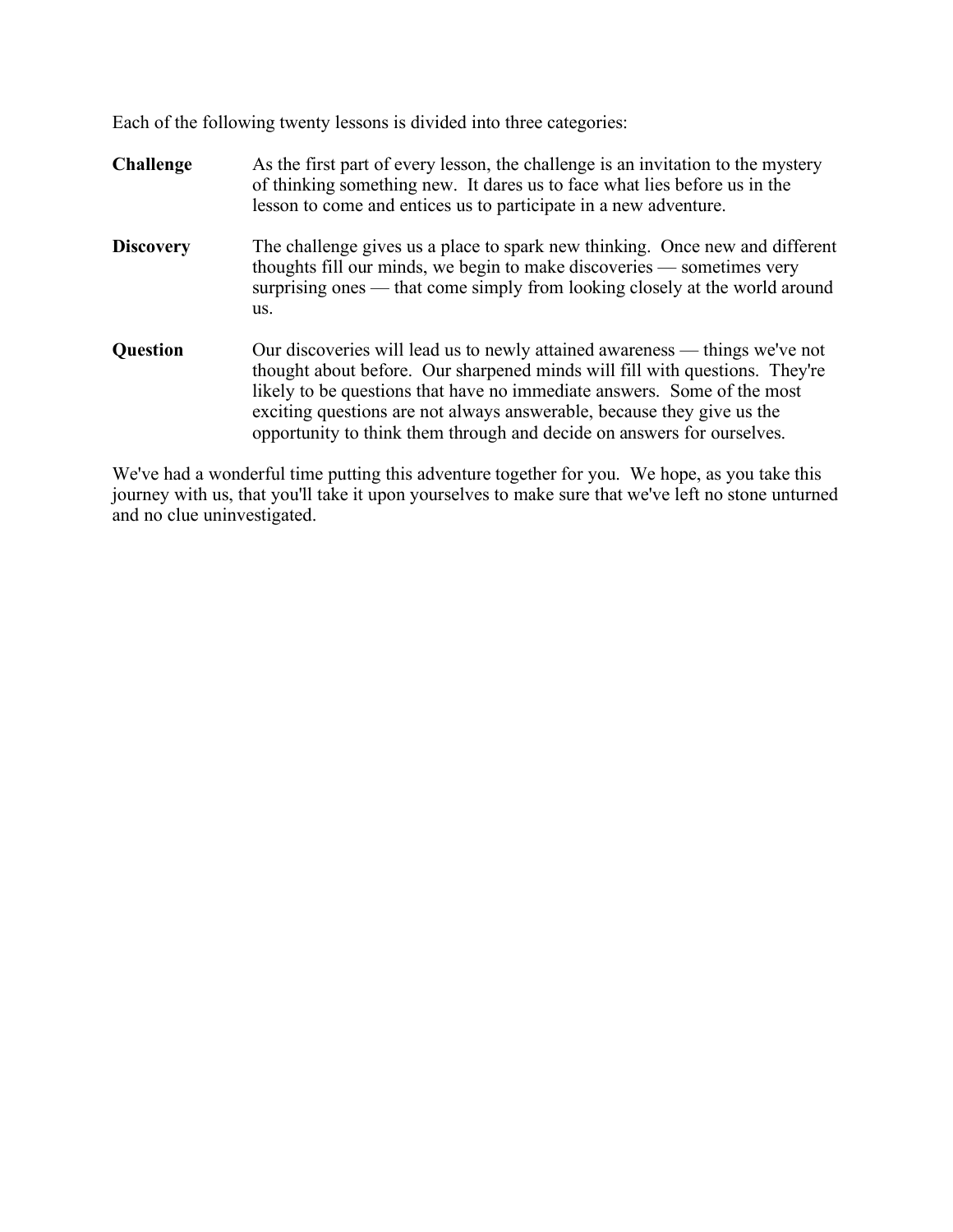Each of the following twenty lessons is divided into three categories:

**Challenge** — As the first part of every lesson, the challenge is an invitation to the mystery of thinking something new. It dares us to face what lies before us in the lesson to come and entices us to participate in a new adventure.

**Discovery** — The challenge gives us a place to spark new thinking. Once new and different thoughts fill our minds, we begin to make discoveries — sometimes very surprising ones — that come simply from looking closely at the world around us.

**Question** — Our discoveries will lead us to newly attained awareness — things we've not thought about before. Our sharpened minds will fill with questions. They're likely to be questions that have no immediate answers. Some of the most exciting questions are not always answerable, because they give us the opportunity to think them through and decide on answers for ourselves.

We've had a wonderful time putting this adventure together for you. We hope, as you take this journey with us, that you'll take it upon yourselves to make sure that we've left no stone unturned and no clue uninvestigated.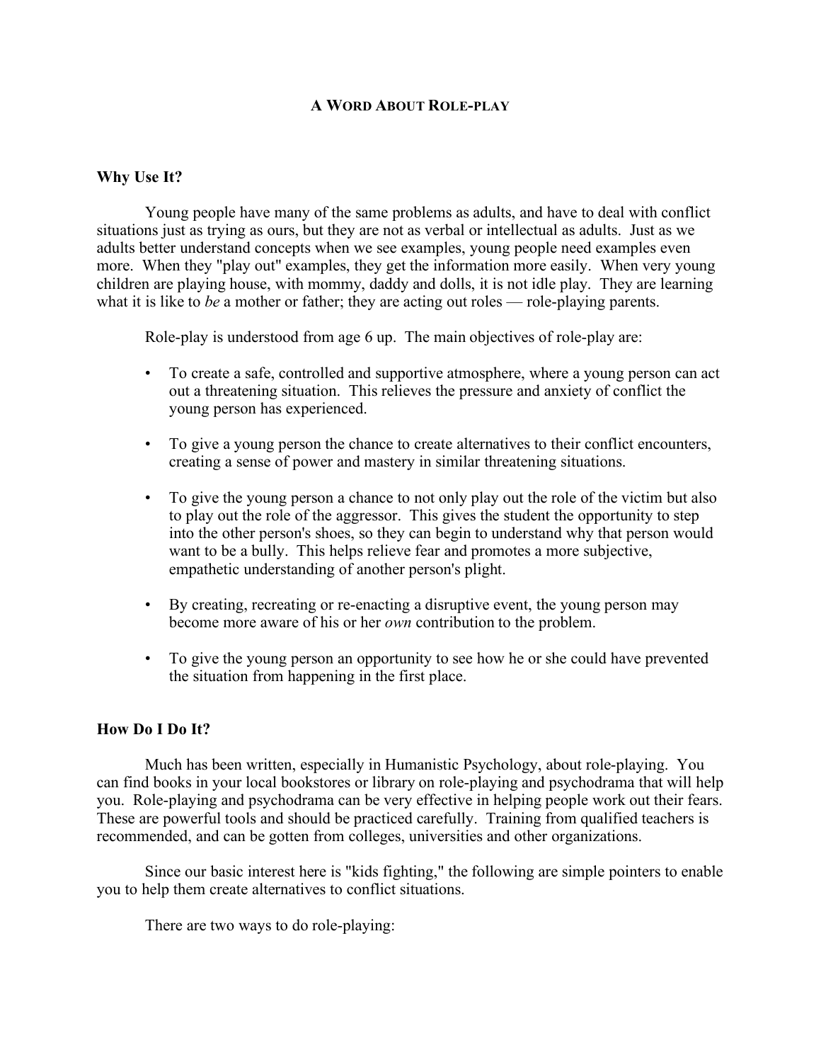## A Word About Role-play

### Why Use It?

Young people have many of the same problems as adults, and have to deal with conflict situations just as trying as ours, but they are not as verbal or intellectual as adults. Just as we adults better understand concepts when we see examples, young people need examples even more. When they "play out" examples, they get the information more easily. When very young children are playing house, with mommy, daddy and dolls, it is not idle play. They are learning what it is like to *be* a mother or father; they are acting out roles — role-playing parents.

Role-play is understood from age 6 up. The main objectives of role-play are:

- To create a safe, controlled and supportive atmosphere, where a young person can act out a threatening situation. This relieves the pressure and anxiety of conflict the young person has experienced.
- To give a young person the chance to create alternatives to their conflict encounters, creating a sense of power and mastery in similar threatening situations.
- To give the young person a chance to not only play out the role of the victim but also to play out the role of the aggressor. This gives the student the opportunity to step into the other person's shoes, so they can begin to understand why that person would want to be a bully. This helps relieve fear and promotes a more subjective, empathetic understanding of another person's plight.
- By creating, recreating or re-enacting a disruptive event, the young person may become more aware of his or her *own* contribution to the problem.
- To give the young person an opportunity to see how he or she could have prevented the situation from happening in the first place.

### How Do I Do It?

Much has been written, especially in Humanistic Psychology, about role-playing. You can find books in your local bookstores or library on role-playing and psychodrama that will help you. Role-playing and psychodrama can be very effective in helping people work out their fears. These are powerful tools and should be practiced carefully. Training from qualified teachers is recommended, and can be gotten from colleges, universities and other organizations.

Since our basic interest here is "kids fighting," the following are simple pointers to enable you to help them create alternatives to conflict situations.

There are two ways to do role-playing: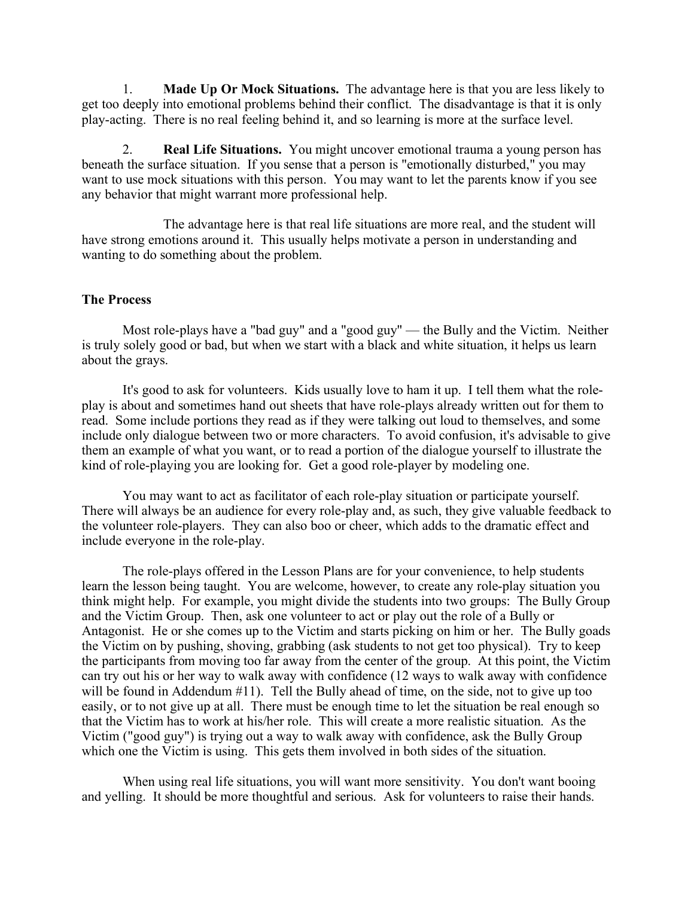1. **Made Up Or Mock Situations.** The advantage here is that you are less likely to get too deeply into emotional problems behind their conflict. The disadvantage is that it is only play-acting. There is no real feeling behind it, and so learning is more at the surface level.

2. **Real Life Situations.** You might uncover emotional trauma a young person has beneath the surface situation. If you sense that a person is "emotionally disturbed," you may want to use mock situations with this person. You may want to let the parents know if you see any behavior that might warrant more professional help.

   The advantage here is that real life situations are more real, and the student will have strong emotions around it. This usually helps motivate a person in understanding and wanting to do something about the problem.

### The Process

Most role-plays have a "bad guy" and a "good guy" — the Bully and the Victim. Neither is truly solely good or bad, but when we start with a black and white situation, it helps us learn about the grays.

It's good to ask for volunteers. Kids usually love to ham it up. I tell them what the role-play is about and sometimes hand out sheets that have role-plays already written out for them to read. Some include portions they read as if they were talking out loud to themselves, and some include only dialogue between two or more characters. To avoid confusion, it's advisable to give them an example of what you want, or to read a portion of the dialogue yourself to illustrate the kind of role-playing you are looking for. Get a good role-player by modeling one.

You may want to act as facilitator of each role-play situation or participate yourself. There will always be an audience for every role-play and, as such, they give valuable feedback to the volunteer role-players. They can also boo or cheer, which adds to the dramatic effect and include everyone in the role-play.

The role-plays offered in the Lesson Plans are for your convenience, to help students learn the lesson being taught. You are welcome, however, to create any role-play situation you think might help. For example, you might divide the students into two groups: The Bully Group and the Victim Group. Then, ask one volunteer to act or play out the role of a Bully or Antagonist. He or she comes up to the Victim and starts picking on him or her. The Bully goads the Victim on by pushing, shoving, grabbing (ask students to not get too physical). Try to keep the participants from moving too far away from the center of the group. At this point, the Victim can try out his or her way to walk away with confidence (12 ways to walk away with confidence will be found in Addendum #11). Tell the Bully ahead of time, on the side, not to give up too easily, or to not give up at all. There must be enough time to let the situation be real enough so that the Victim has to work at his/her role. This will create a more realistic situation. As the Victim ("good guy") is trying out a way to walk away with confidence, ask the Bully Group which one the Victim is using. This gets them involved in both sides of the situation.

When using real life situations, you will want more sensitivity. You don't want booing and yelling. It should be more thoughtful and serious. Ask for volunteers to raise their hands.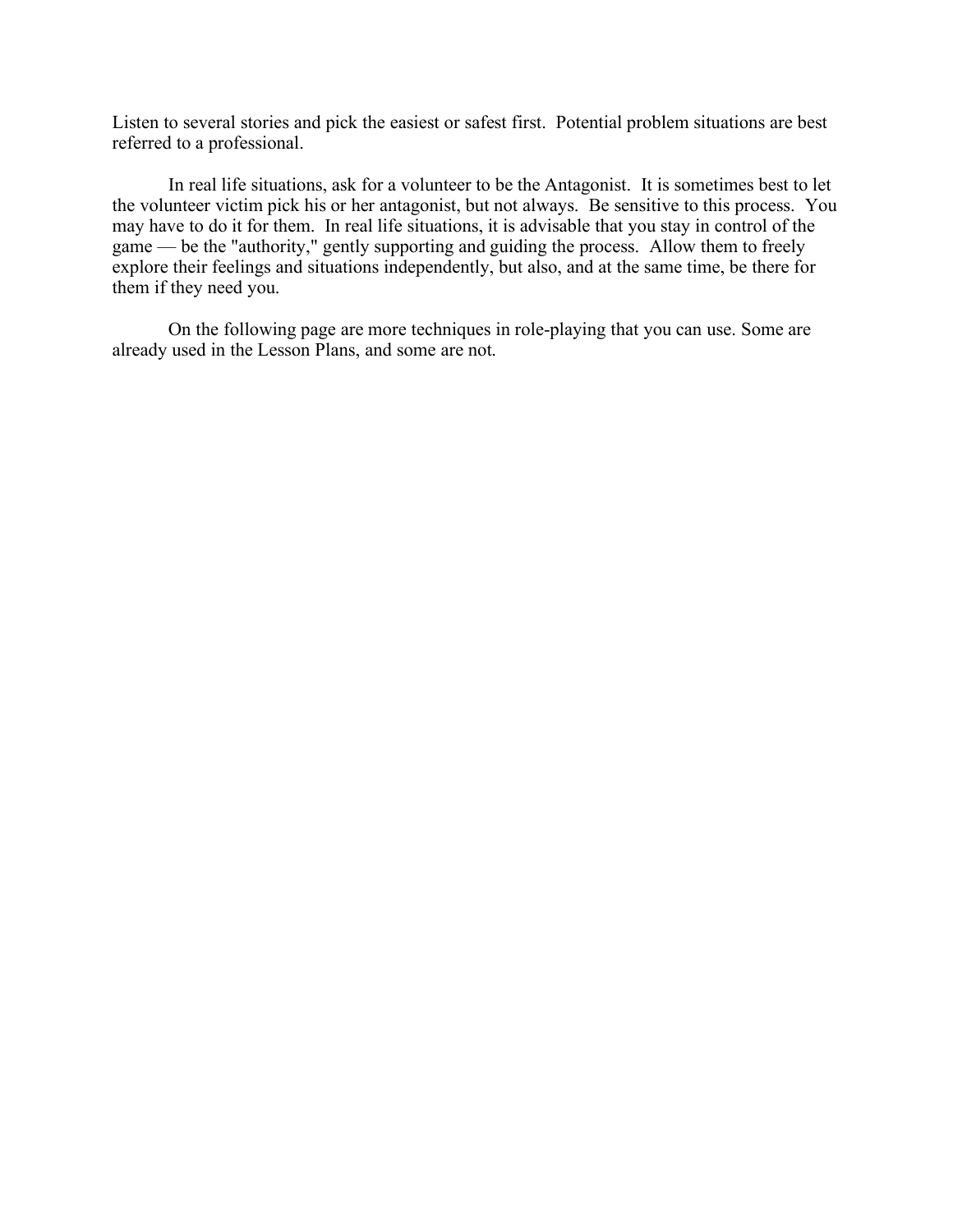Listen to several stories and pick the easiest or safest first. Potential problem situations are best referred to a professional.

In real life situations, ask for a volunteer to be the Antagonist. It is sometimes best to let the volunteer victim pick his or her antagonist, but not always. Be sensitive to this process. You may have to do it for them. In real life situations, it is advisable that you stay in control of the game — be the "authority," gently supporting and guiding the process. Allow them to freely explore their feelings and situations independently, but also, and at the same time, be there for them if they need you.

On the following page are more techniques in role-playing that you can use. Some are already used in the Lesson Plans, and some are not.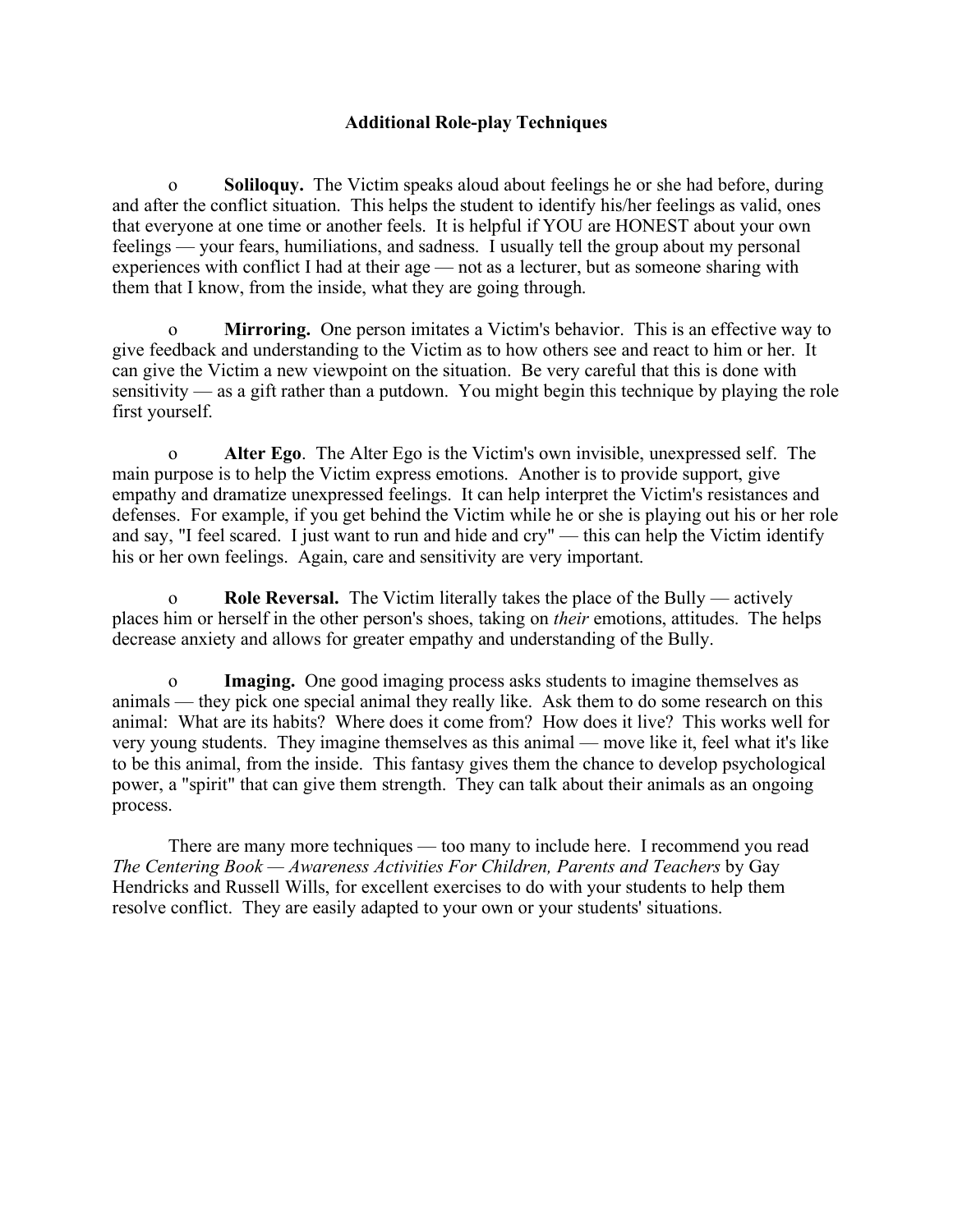## Additional Role-play Techniques

- **Soliloquy.** The Victim speaks aloud about feelings he or she had before, during and after the conflict situation. This helps the student to identify his/her feelings as valid, ones that everyone at one time or another feels. It is helpful if YOU are HONEST about your own feelings — your fears, humiliations, and sadness. I usually tell the group about my personal experiences with conflict I had at their age — not as a lecturer, but as someone sharing with them that I know, from the inside, what they are going through.

- **Mirroring.** One person imitates a Victim's behavior. This is an effective way to give feedback and understanding to the Victim as to how others see and react to him or her. It can give the Victim a new viewpoint on the situation. Be very careful that this is done with sensitivity — as a gift rather than a putdown. You might begin this technique by playing the role first yourself.

- **Alter Ego**. The Alter Ego is the Victim's own invisible, unexpressed self. The main purpose is to help the Victim express emotions. Another is to provide support, give empathy and dramatize unexpressed feelings. It can help interpret the Victim's resistances and defenses. For example, if you get behind the Victim while he or she is playing out his or her role and say, "I feel scared. I just want to run and hide and cry" — this can help the Victim identify his or her own feelings. Again, care and sensitivity are very important.

- **Role Reversal.** The Victim literally takes the place of the Bully — actively places him or herself in the other person's shoes, taking on *their* emotions, attitudes. The helps decrease anxiety and allows for greater empathy and understanding of the Bully.

- **Imaging.** One good imaging process asks students to imagine themselves as animals — they pick one special animal they really like. Ask them to do some research on this animal: What are its habits? Where does it come from? How does it live? This works well for very young students. They imagine themselves as this animal — move like it, feel what it's like to be this animal, from the inside. This fantasy gives them the chance to develop psychological power, a "spirit" that can give them strength. They can talk about their animals as an ongoing process.

There are many more techniques — too many to include here. I recommend you read *The Centering Book — Awareness Activities For Children, Parents and Teachers* by Gay Hendricks and Russell Wills, for excellent exercises to do with your students to help them resolve conflict. They are easily adapted to your own or your students' situations.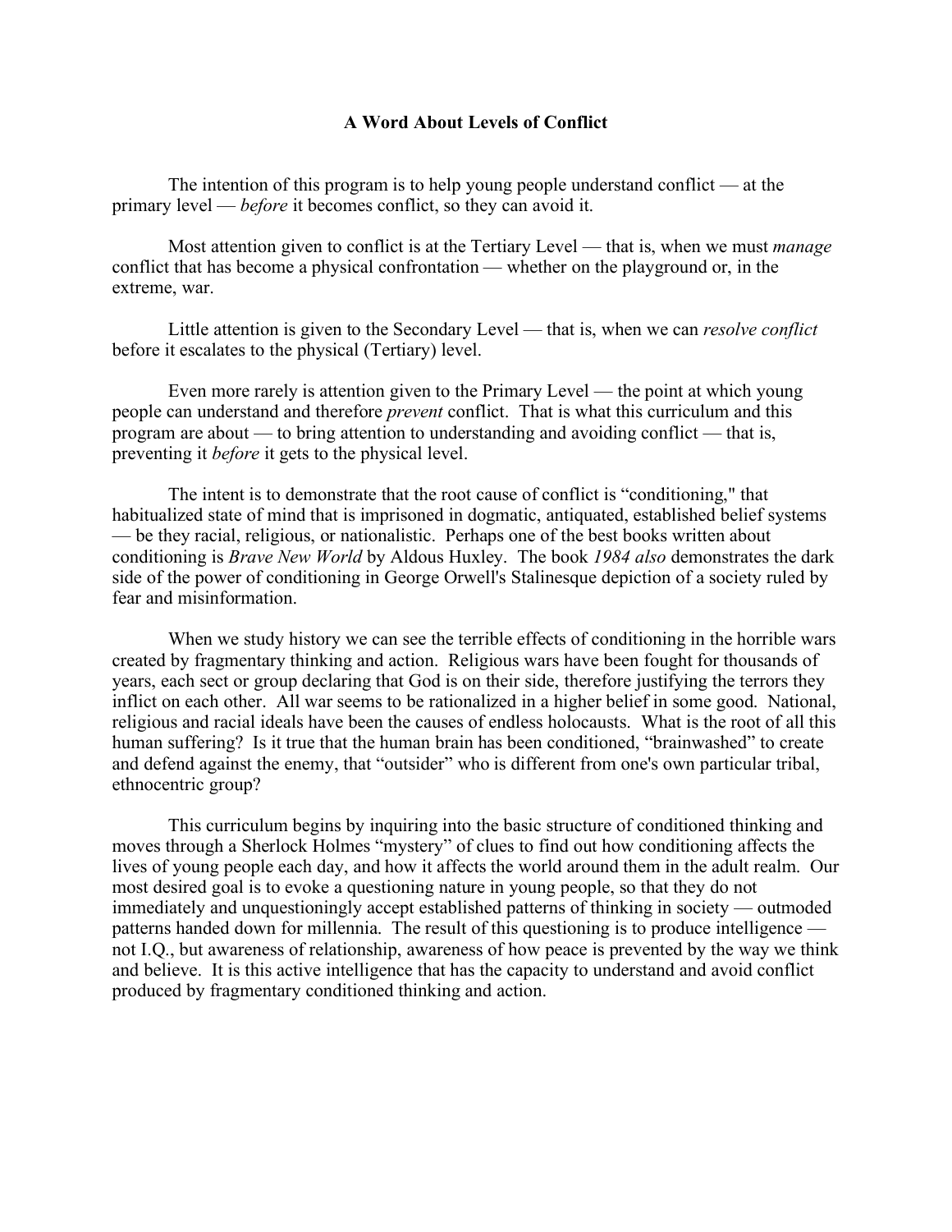## A Word About Levels of Conflict

The intention of this program is to help young people understand conflict — at the primary level — *before* it becomes conflict, so they can avoid it.

Most attention given to conflict is at the Tertiary Level — that is, when we must *manage* conflict that has become a physical confrontation — whether on the playground or, in the extreme, war.

Little attention is given to the Secondary Level — that is, when we can *resolve conflict* before it escalates to the physical (Tertiary) level.

Even more rarely is attention given to the Primary Level — the point at which young people can understand and therefore *prevent* conflict. That is what this curriculum and this program are about — to bring attention to understanding and avoiding conflict — that is, preventing it *before* it gets to the physical level.

The intent is to demonstrate that the root cause of conflict is "conditioning," that habitualized state of mind that is imprisoned in dogmatic, antiquated, established belief systems — be they racial, religious, or nationalistic. Perhaps one of the best books written about conditioning is *Brave New World* by Aldous Huxley. The book *1984 also* demonstrates the dark side of the power of conditioning in George Orwell's Stalinesque depiction of a society ruled by fear and misinformation.

When we study history we can see the terrible effects of conditioning in the horrible wars created by fragmentary thinking and action. Religious wars have been fought for thousands of years, each sect or group declaring that God is on their side, therefore justifying the terrors they inflict on each other. All war seems to be rationalized in a higher belief in some good. National, religious and racial ideals have been the causes of endless holocausts. What is the root of all this human suffering? Is it true that the human brain has been conditioned, "brainwashed" to create and defend against the enemy, that "outsider" who is different from one's own particular tribal, ethnocentric group?

This curriculum begins by inquiring into the basic structure of conditioned thinking and moves through a Sherlock Holmes "mystery" of clues to find out how conditioning affects the lives of young people each day, and how it affects the world around them in the adult realm. Our most desired goal is to evoke a questioning nature in young people, so that they do not immediately and unquestioningly accept established patterns of thinking in society — outmoded patterns handed down for millennia. The result of this questioning is to produce intelligence — not I.Q., but awareness of relationship, awareness of how peace is prevented by the way we think and believe. It is this active intelligence that has the capacity to understand and avoid conflict produced by fragmentary conditioned thinking and action.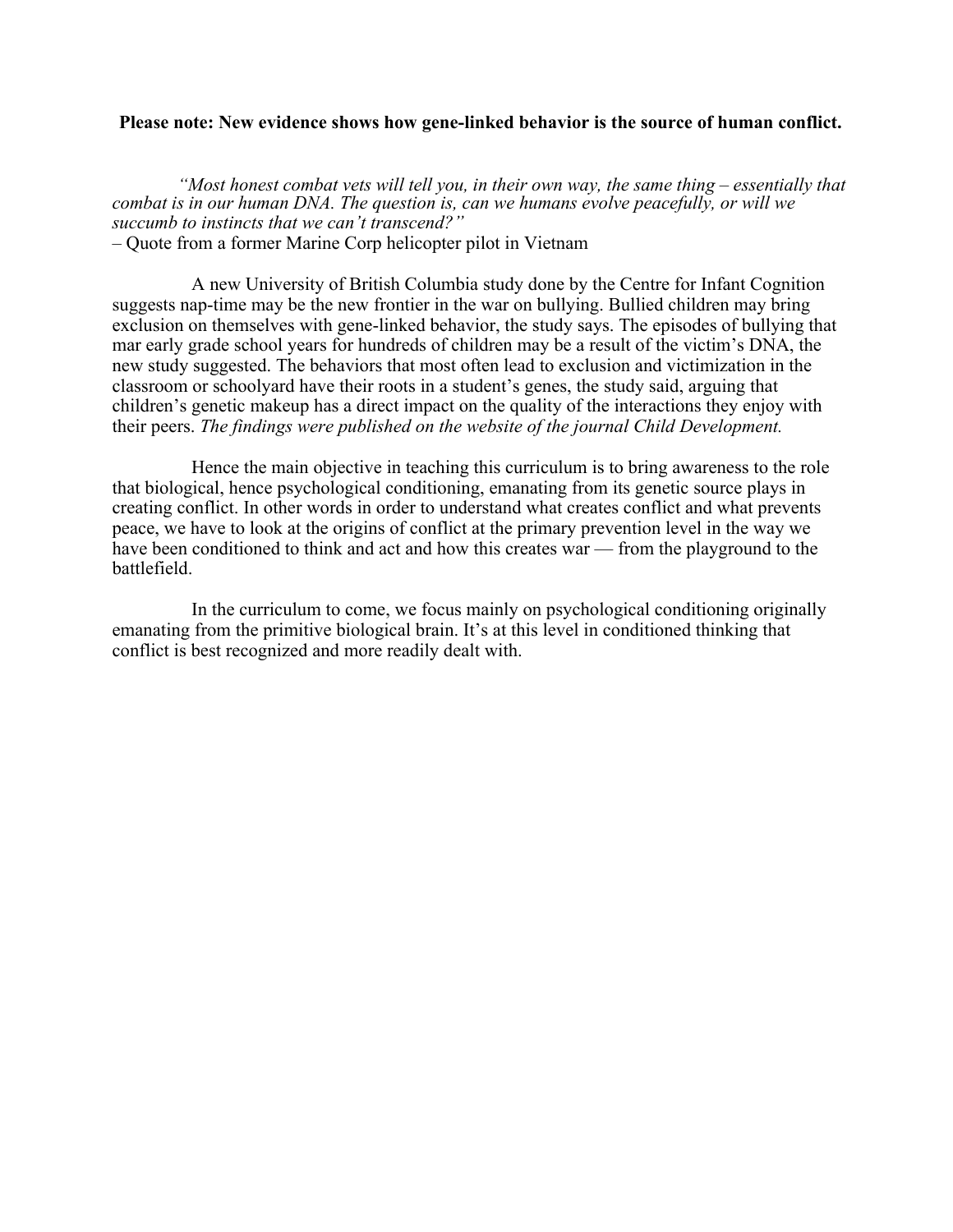**Please note: New evidence shows how gene-linked behavior is the source of human conflict.**

*"Most honest combat vets will tell you, in their own way, the same thing – essentially that combat is in our human DNA. The question is, can we humans evolve peacefully, or will we succumb to instincts that we can't transcend?"*
– Quote from a former Marine Corp helicopter pilot in Vietnam

A new University of British Columbia study done by the Centre for Infant Cognition suggests nap-time may be the new frontier in the war on bullying. Bullied children may bring exclusion on themselves with gene-linked behavior, the study says. The episodes of bullying that mar early grade school years for hundreds of children may be a result of the victim's DNA, the new study suggested. The behaviors that most often lead to exclusion and victimization in the classroom or schoolyard have their roots in a student's genes, the study said, arguing that children's genetic makeup has a direct impact on the quality of the interactions they enjoy with their peers. *The findings were published on the website of the journal Child Development.*

Hence the main objective in teaching this curriculum is to bring awareness to the role that biological, hence psychological conditioning, emanating from its genetic source plays in creating conflict. In other words in order to understand what creates conflict and what prevents peace, we have to look at the origins of conflict at the primary prevention level in the way we have been conditioned to think and act and how this creates war — from the playground to the battlefield.

In the curriculum to come, we focus mainly on psychological conditioning originally emanating from the primitive biological brain. It's at this level in conditioned thinking that conflict is best recognized and more readily dealt with.